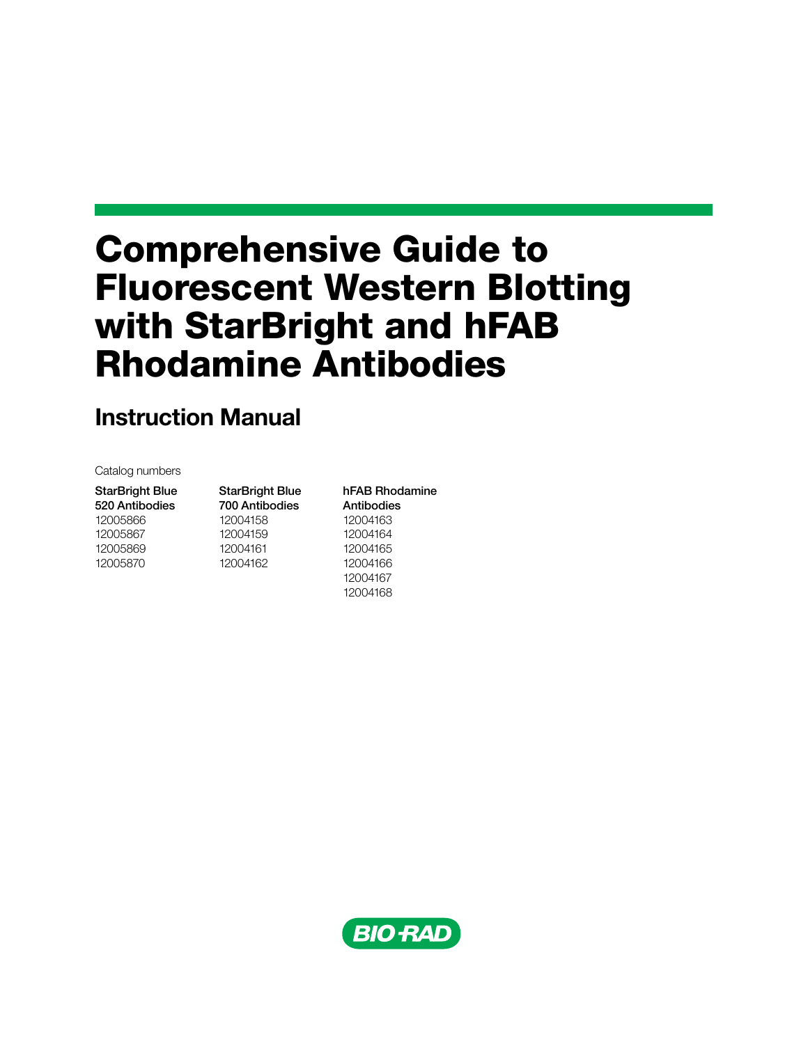# Comprehensive Guide to Fluorescent Western Blotting with StarBright and hFAB Rhodamine Antibodies

## Instruction Manual

Catalog numbers

| StarBright Blue 520 Antibodies | StarBright Blue 700 Antibodies | hFAB Rhodamine Antibodies |
|---|---|---|
| 12005866 | 12004158 | 12004163 |
| 12005867 | 12004159 | 12004164 |
| 12005869 | 12004161 | 12004165 |
| 12005870 | 12004162 | 12004166 |
| | | 12004167 |
| | | 12004168 |

BIO-RAD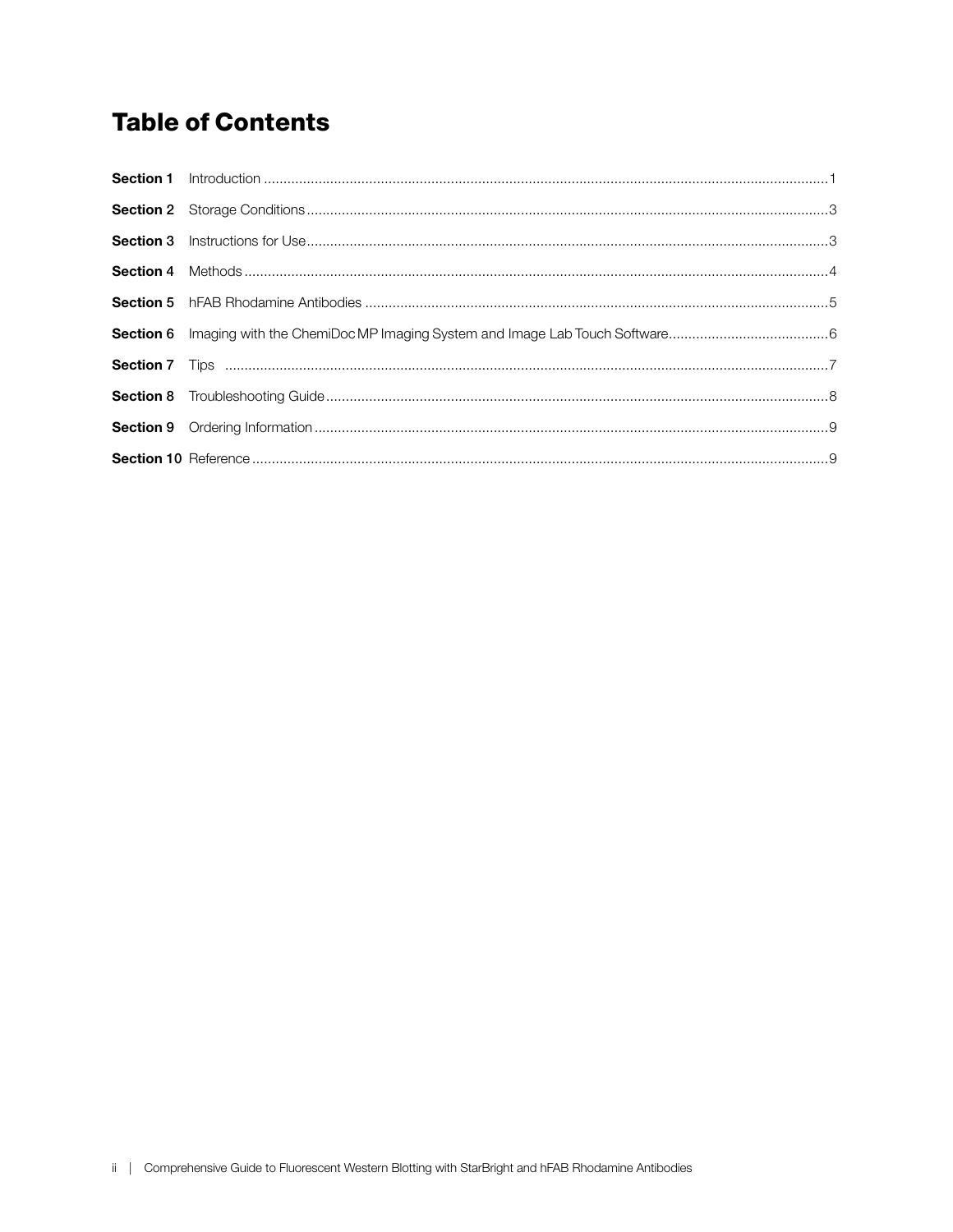# Table of Contents

| | | |
|---|---|---|
| **Section 1** | Introduction | 1 |
| **Section 2** | Storage Conditions | 3 |
| **Section 3** | Instructions for Use | 3 |
| **Section 4** | Methods | 4 |
| **Section 5** | hFAB Rhodamine Antibodies | 5 |
| **Section 6** | Imaging with the ChemiDoc MP Imaging System and Image Lab Touch Software | 6 |
| **Section 7** | Tips | 7 |
| **Section 8** | Troubleshooting Guide | 8 |
| **Section 9** | Ordering Information | 9 |
| **Section 10** | Reference | 9 |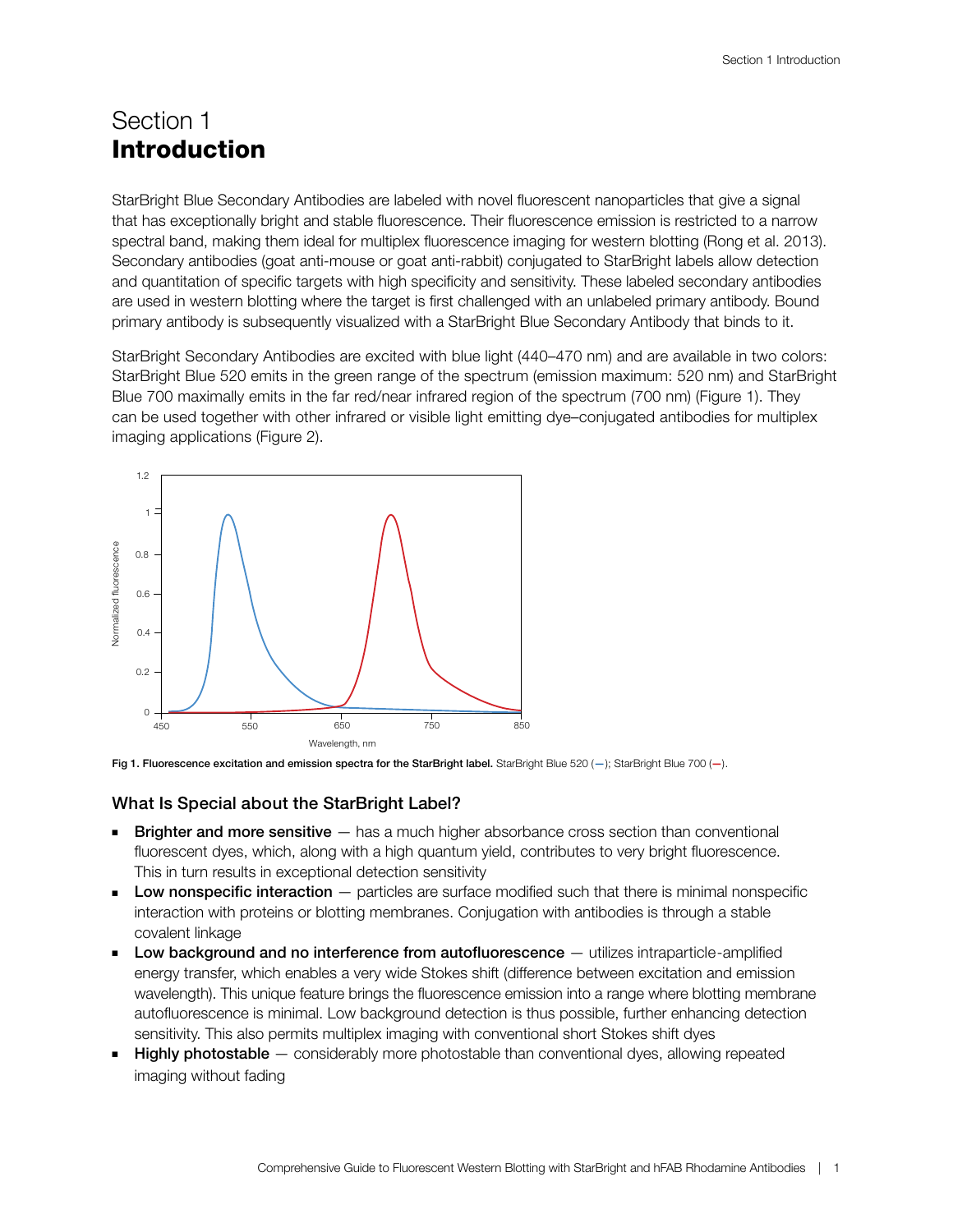# Section 1
# **Introduction**

StarBright Blue Secondary Antibodies are labeled with novel fluorescent nanoparticles that give a signal that has exceptionally bright and stable fluorescence. Their fluorescence emission is restricted to a narrow spectral band, making them ideal for multiplex fluorescence imaging for western blotting (Rong et al. 2013). Secondary antibodies (goat anti-mouse or goat anti-rabbit) conjugated to StarBright labels allow detection and quantitation of specific targets with high specificity and sensitivity. These labeled secondary antibodies are used in western blotting where the target is first challenged with an unlabeled primary antibody. Bound primary antibody is subsequently visualized with a StarBright Blue Secondary Antibody that binds to it.

StarBright Secondary Antibodies are excited with blue light (440–470 nm) and are available in two colors: StarBright Blue 520 emits in the green range of the spectrum (emission maximum: 520 nm) and StarBright Blue 700 maximally emits in the far red/near infrared region of the spectrum (700 nm) (Figure 1). They can be used together with other infrared or visible light emitting dye–conjugated antibodies for multiplex imaging applications (Figure 2).

**Fig 1. Fluorescence excitation and emission spectra for the StarBright label.** StarBright Blue 520 (—); StarBright Blue 700 (—).

### What Is Special about the StarBright Label?

- **Brighter and more sensitive** — has a much higher absorbance cross section than conventional fluorescent dyes, which, along with a high quantum yield, contributes to very bright fluorescence. This in turn results in exceptional detection sensitivity
- **Low nonspecific interaction** — particles are surface modified such that there is minimal nonspecific interaction with proteins or blotting membranes. Conjugation with antibodies is through a stable covalent linkage
- **Low background and no interference from autofluorescence** — utilizes intraparticle-amplified energy transfer, which enables a very wide Stokes shift (difference between excitation and emission wavelength). This unique feature brings the fluorescence emission into a range where blotting membrane autofluorescence is minimal. Low background detection is thus possible, further enhancing detection sensitivity. This also permits multiplex imaging with conventional short Stokes shift dyes
- **Highly photostable** — considerably more photostable than conventional dyes, allowing repeated imaging without fading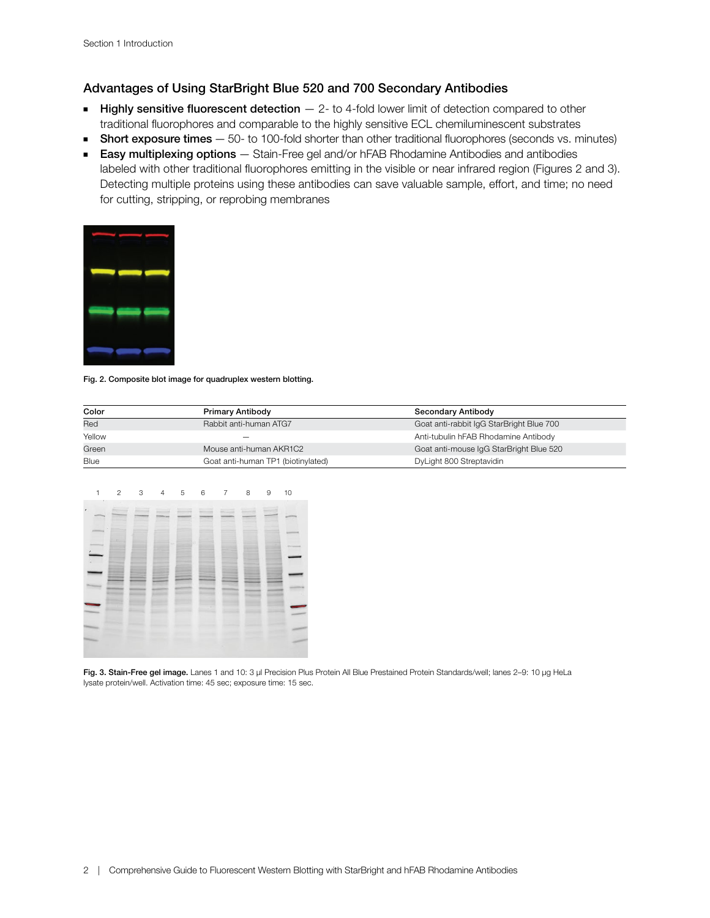## Advantages of Using StarBright Blue 520 and 700 Secondary Antibodies

- **Highly sensitive fluorescent detection** — 2- to 4-fold lower limit of detection compared to other traditional fluorophores and comparable to the highly sensitive ECL chemiluminescent substrates
- **Short exposure times** — 50- to 100-fold shorter than other traditional fluorophores (seconds vs. minutes)
- **Easy multiplexing options** — Stain-Free gel and/or hFAB Rhodamine Antibodies and antibodies labeled with other traditional fluorophores emitting in the visible or near infrared region (Figures 2 and 3). Detecting multiple proteins using these antibodies can save valuable sample, effort, and time; no need for cutting, stripping, or reprobing membranes

**Fig. 2. Composite blot image for quadruplex western blotting.**

| Color | Primary Antibody | Secondary Antibody |
| --- | --- | --- |
| Red | Rabbit anti-human ATG7 | Goat anti-rabbit IgG StarBright Blue 700 |
| Yellow | — | Anti-tubulin hFAB Rhodamine Antibody |
| Green | Mouse anti-human AKR1C2 | Goat anti-mouse IgG StarBright Blue 520 |
| Blue | Goat anti-human TP1 (biotinylated) | DyLight 800 Streptavidin |

**Fig. 3. Stain-Free gel image.** Lanes 1 and 10: 3 µl Precision Plus Protein All Blue Prestained Protein Standards/well; lanes 2–9: 10 µg HeLa lysate protein/well. Activation time: 45 sec; exposure time: 15 sec.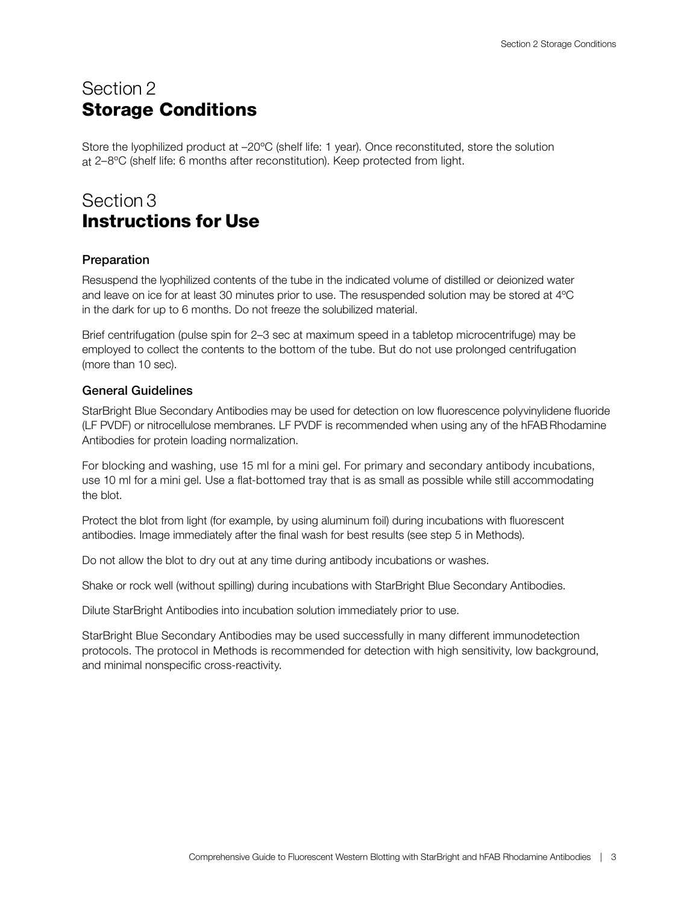# Section 2
# **Storage Conditions**

Store the lyophilized product at –20°C (shelf life: 1 year). Once reconstituted, store the solution at 2–8°C (shelf life: 6 months after reconstitution). Keep protected from light.

# Section 3
# **Instructions for Use**

### Preparation

Resuspend the lyophilized contents of the tube in the indicated volume of distilled or deionized water and leave on ice for at least 30 minutes prior to use. The resuspended solution may be stored at 4°C in the dark for up to 6 months. Do not freeze the solubilized material.

Brief centrifugation (pulse spin for 2–3 sec at maximum speed in a tabletop microcentrifuge) may be employed to collect the contents to the bottom of the tube. But do not use prolonged centrifugation (more than 10 sec).

### General Guidelines

StarBright Blue Secondary Antibodies may be used for detection on low fluorescence polyvinylidene fluoride (LF PVDF) or nitrocellulose membranes. LF PVDF is recommended when using any of the hFAB Rhodamine Antibodies for protein loading normalization.

For blocking and washing, use 15 ml for a mini gel. For primary and secondary antibody incubations, use 10 ml for a mini gel. Use a flat-bottomed tray that is as small as possible while still accommodating the blot.

Protect the blot from light (for example, by using aluminum foil) during incubations with fluorescent antibodies. Image immediately after the final wash for best results (see step 5 in Methods).

Do not allow the blot to dry out at any time during antibody incubations or washes.

Shake or rock well (without spilling) during incubations with StarBright Blue Secondary Antibodies.

Dilute StarBright Antibodies into incubation solution immediately prior to use.

StarBright Blue Secondary Antibodies may be used successfully in many different immunodetection protocols. The protocol in Methods is recommended for detection with high sensitivity, low background, and minimal nonspecific cross-reactivity.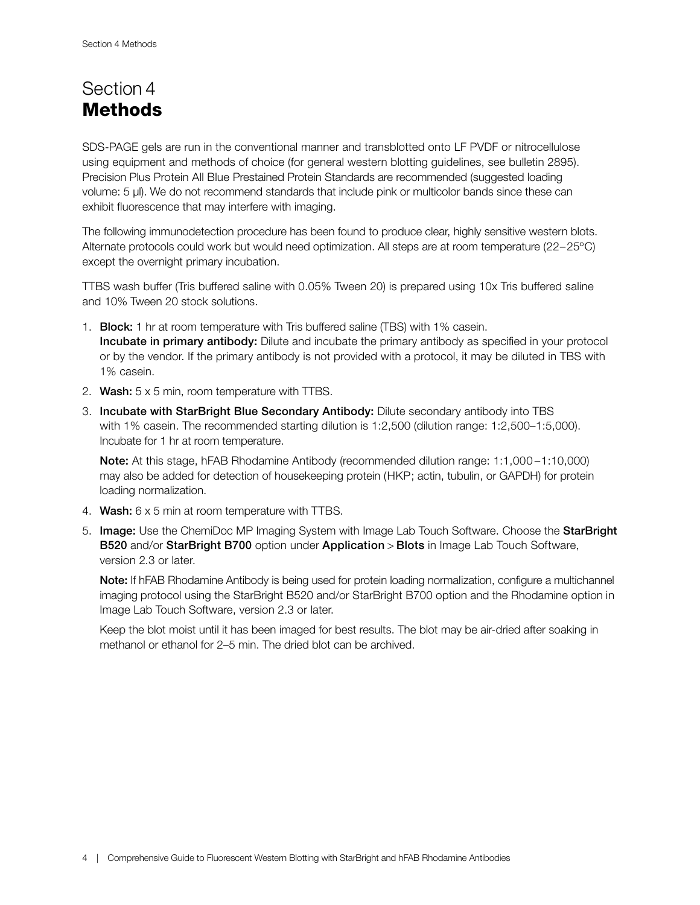# Section 4
# **Methods**

SDS-PAGE gels are run in the conventional manner and transblotted onto LF PVDF or nitrocellulose using equipment and methods of choice (for general western blotting guidelines, see bulletin 2895). Precision Plus Protein All Blue Prestained Protein Standards are recommended (suggested loading volume: 5 µl). We do not recommend standards that include pink or multicolor bands since these can exhibit fluorescence that may interfere with imaging.

The following immunodetection procedure has been found to produce clear, highly sensitive western blots. Alternate protocols could work but would need optimization. All steps are at room temperature (22–25°C) except the overnight primary incubation.

TTBS wash buffer (Tris buffered saline with 0.05% Tween 20) is prepared using 10x Tris buffered saline and 10% Tween 20 stock solutions.

1. **Block:** 1 hr at room temperature with Tris buffered saline (TBS) with 1% casein.
   **Incubate in primary antibody:** Dilute and incubate the primary antibody as specified in your protocol or by the vendor. If the primary antibody is not provided with a protocol, it may be diluted in TBS with 1% casein.
2. **Wash:** 5 x 5 min, room temperature with TTBS.
3. **Incubate with StarBright Blue Secondary Antibody:** Dilute secondary antibody into TBS with 1% casein. The recommended starting dilution is 1:2,500 (dilution range: 1:2,500–1:5,000). Incubate for 1 hr at room temperature.

   **Note:** At this stage, hFAB Rhodamine Antibody (recommended dilution range: 1:1,000–1:10,000) may also be added for detection of housekeeping protein (HKP; actin, tubulin, or GAPDH) for protein loading normalization.
4. **Wash:** 6 x 5 min at room temperature with TTBS.
5. **Image:** Use the ChemiDoc MP Imaging System with Image Lab Touch Software. Choose the **StarBright B520** and/or **StarBright B700** option under **Application** > **Blots** in Image Lab Touch Software, version 2.3 or later.

   **Note:** If hFAB Rhodamine Antibody is being used for protein loading normalization, configure a multichannel imaging protocol using the StarBright B520 and/or StarBright B700 option and the Rhodamine option in Image Lab Touch Software, version 2.3 or later.

   Keep the blot moist until it has been imaged for best results. The blot may be air-dried after soaking in methanol or ethanol for 2–5 min. The dried blot can be archived.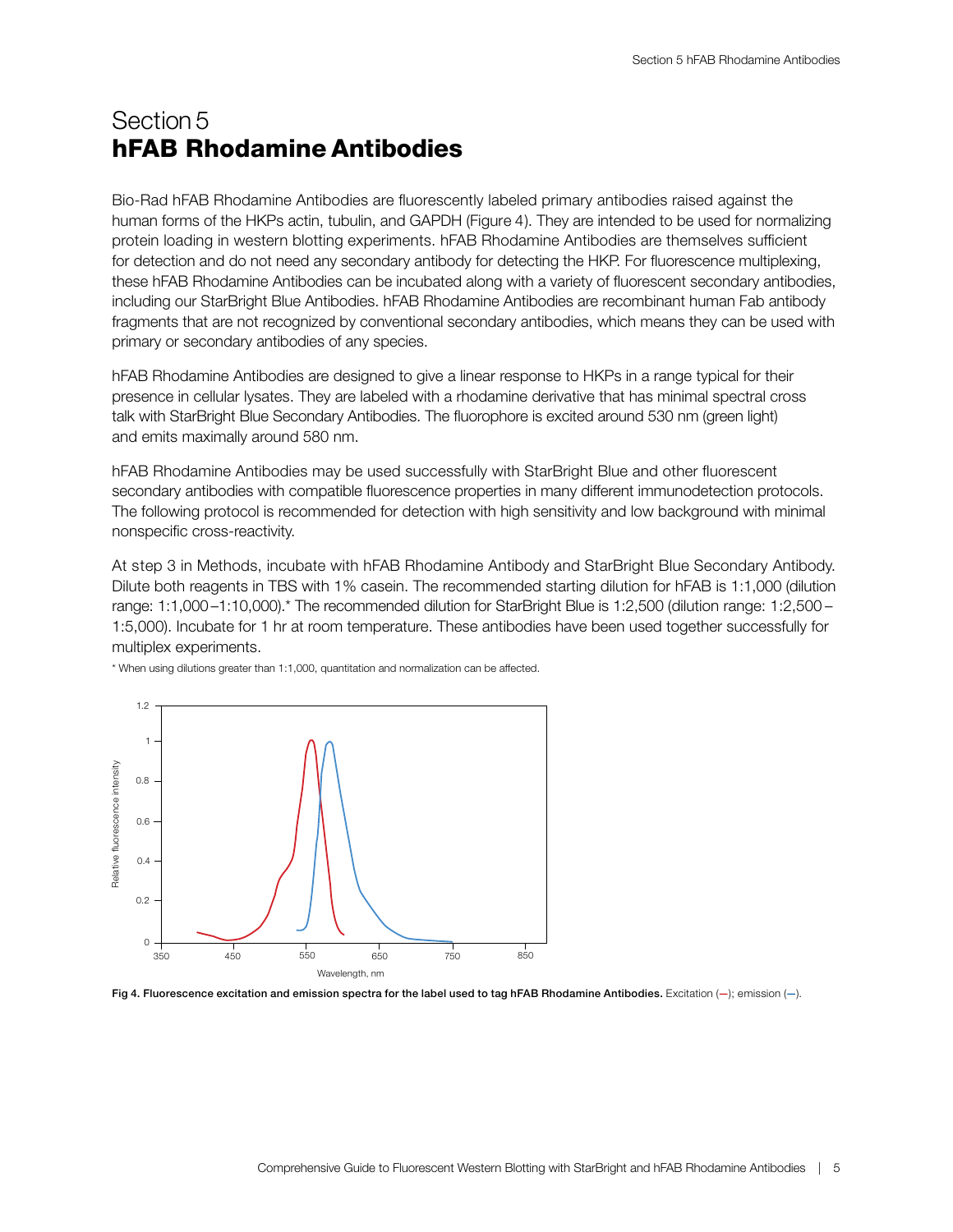# Section 5
# **hFAB Rhodamine Antibodies**

Bio-Rad hFAB Rhodamine Antibodies are fluorescently labeled primary antibodies raised against the human forms of the HKPs actin, tubulin, and GAPDH (Figure 4). They are intended to be used for normalizing protein loading in western blotting experiments. hFAB Rhodamine Antibodies are themselves sufficient for detection and do not need any secondary antibody for detecting the HKP. For fluorescence multiplexing, these hFAB Rhodamine Antibodies can be incubated along with a variety of fluorescent secondary antibodies, including our StarBright Blue Antibodies. hFAB Rhodamine Antibodies are recombinant human Fab antibody fragments that are not recognized by conventional secondary antibodies, which means they can be used with primary or secondary antibodies of any species.

hFAB Rhodamine Antibodies are designed to give a linear response to HKPs in a range typical for their presence in cellular lysates. They are labeled with a rhodamine derivative that has minimal spectral cross talk with StarBright Blue Secondary Antibodies. The fluorophore is excited around 530 nm (green light) and emits maximally around 580 nm.

hFAB Rhodamine Antibodies may be used successfully with StarBright Blue and other fluorescent secondary antibodies with compatible fluorescence properties in many different immunodetection protocols. The following protocol is recommended for detection with high sensitivity and low background with minimal nonspecific cross-reactivity.

At step 3 in Methods, incubate with hFAB Rhodamine Antibody and StarBright Blue Secondary Antibody. Dilute both reagents in TBS with 1% casein. The recommended starting dilution for hFAB is 1:1,000 (dilution range: 1:1,000–1:10,000).* The recommended dilution for StarBright Blue is 1:2,500 (dilution range: 1:2,500–1:5,000). Incubate for 1 hr at room temperature. These antibodies have been used together successfully for multiplex experiments.

\* When using dilutions greater than 1:1,000, quantitation and normalization can be affected.

**Fig 4. Fluorescence excitation and emission spectra for the label used to tag hFAB Rhodamine Antibodies.** Excitation (—); emission (—).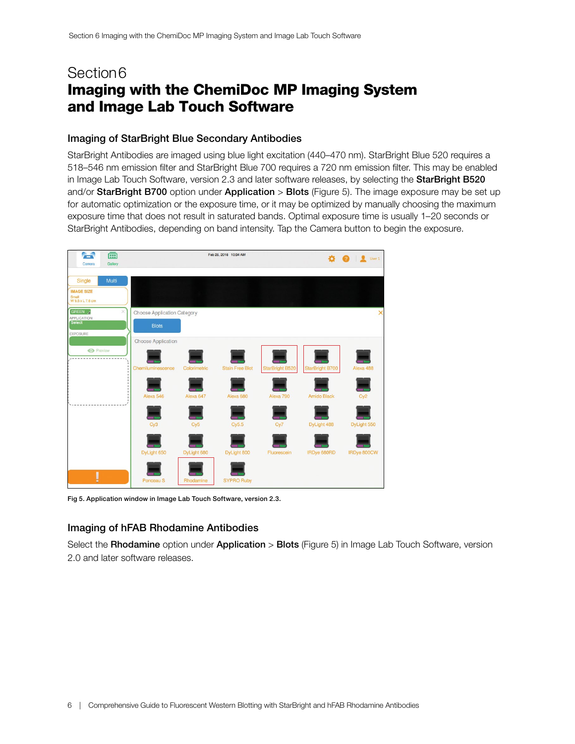# Section 6
# Imaging with the ChemiDoc MP Imaging System and Image Lab Touch Software

## Imaging of StarBright Blue Secondary Antibodies

StarBright Antibodies are imaged using blue light excitation (440–470 nm). StarBright Blue 520 requires a 518–546 nm emission filter and StarBright Blue 700 requires a 720 nm emission filter. This may be enabled in Image Lab Touch Software, version 2.3 and later software releases, by selecting the **StarBright B520** and/or **StarBright B700** option under **Application** > **Blots** (Figure 5). The image exposure may be set up for automatic optimization or the exposure time, or it may be optimized by manually choosing the maximum exposure time that does not result in saturated bands. Optimal exposure time is usually 1–20 seconds or StarBright Antibodies, depending on band intensity. Tap the Camera button to begin the exposure.

**Fig 5. Application window in Image Lab Touch Software, version 2.3.**

## Imaging of hFAB Rhodamine Antibodies

Select the **Rhodamine** option under **Application** > **Blots** (Figure 5) in Image Lab Touch Software, version 2.0 and later software releases.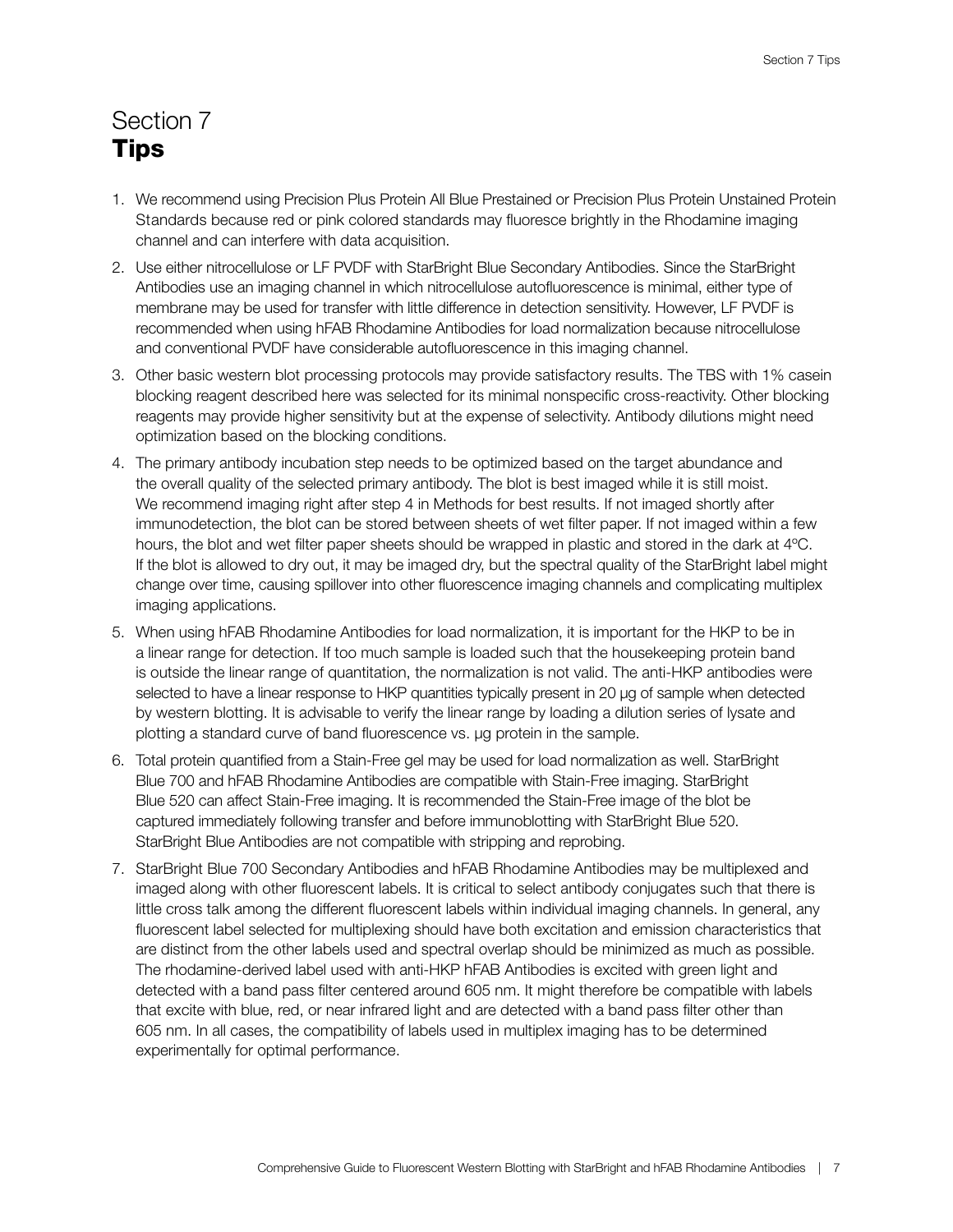# Section 7
## **Tips**

1. We recommend using Precision Plus Protein All Blue Prestained or Precision Plus Protein Unstained Protein Standards because red or pink colored standards may fluoresce brightly in the Rhodamine imaging channel and can interfere with data acquisition.
2. Use either nitrocellulose or LF PVDF with StarBright Blue Secondary Antibodies. Since the StarBright Antibodies use an imaging channel in which nitrocellulose autofluorescence is minimal, either type of membrane may be used for transfer with little difference in detection sensitivity. However, LF PVDF is recommended when using hFAB Rhodamine Antibodies for load normalization because nitrocellulose and conventional PVDF have considerable autofluorescence in this imaging channel.
3. Other basic western blot processing protocols may provide satisfactory results. The TBS with 1% casein blocking reagent described here was selected for its minimal nonspecific cross-reactivity. Other blocking reagents may provide higher sensitivity but at the expense of selectivity. Antibody dilutions might need optimization based on the blocking conditions.
4. The primary antibody incubation step needs to be optimized based on the target abundance and the overall quality of the selected primary antibody. The blot is best imaged while it is still moist. We recommend imaging right after step 4 in Methods for best results. If not imaged shortly after immunodetection, the blot can be stored between sheets of wet filter paper. If not imaged within a few hours, the blot and wet filter paper sheets should be wrapped in plastic and stored in the dark at 4ºC. If the blot is allowed to dry out, it may be imaged dry, but the spectral quality of the StarBright label might change over time, causing spillover into other fluorescence imaging channels and complicating multiplex imaging applications.
5. When using hFAB Rhodamine Antibodies for load normalization, it is important for the HKP to be in a linear range for detection. If too much sample is loaded such that the housekeeping protein band is outside the linear range of quantitation, the normalization is not valid. The anti-HKP antibodies were selected to have a linear response to HKP quantities typically present in 20 µg of sample when detected by western blotting. It is advisable to verify the linear range by loading a dilution series of lysate and plotting a standard curve of band fluorescence vs. µg protein in the sample.
6. Total protein quantified from a Stain-Free gel may be used for load normalization as well. StarBright Blue 700 and hFAB Rhodamine Antibodies are compatible with Stain-Free imaging. StarBright Blue 520 can affect Stain-Free imaging. It is recommended the Stain-Free image of the blot be captured immediately following transfer and before immunoblotting with StarBright Blue 520. StarBright Blue Antibodies are not compatible with stripping and reprobing.
7. StarBright Blue 700 Secondary Antibodies and hFAB Rhodamine Antibodies may be multiplexed and imaged along with other fluorescent labels. It is critical to select antibody conjugates such that there is little cross talk among the different fluorescent labels within individual imaging channels. In general, any fluorescent label selected for multiplexing should have both excitation and emission characteristics that are distinct from the other labels used and spectral overlap should be minimized as much as possible. The rhodamine-derived label used with anti-HKP hFAB Antibodies is excited with green light and detected with a band pass filter centered around 605 nm. It might therefore be compatible with labels that excite with blue, red, or near infrared light and are detected with a band pass filter other than 605 nm. In all cases, the compatibility of labels used in multiplex imaging has to be determined experimentally for optimal performance.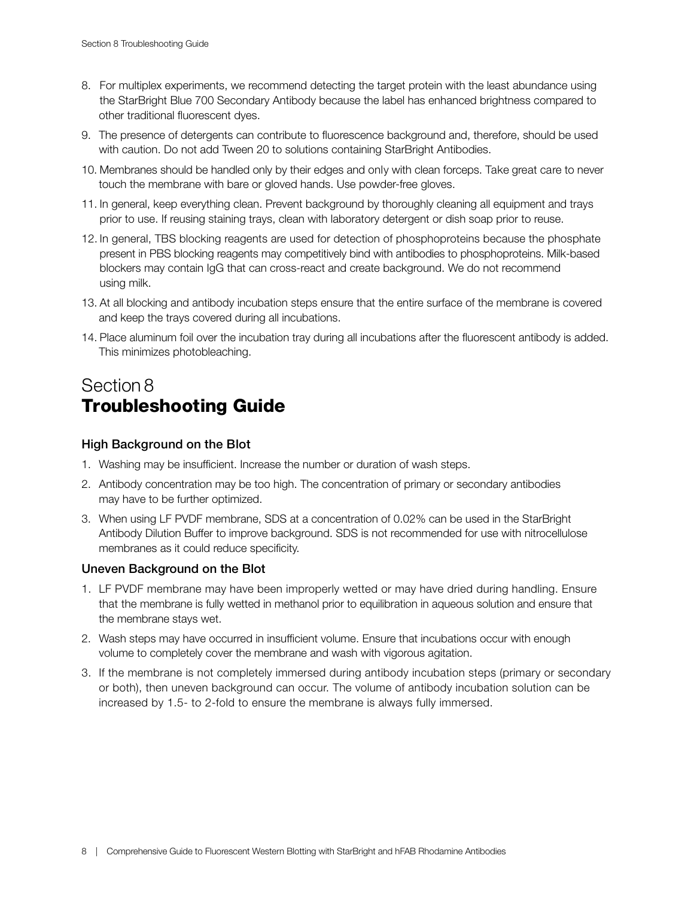8. For multiplex experiments, we recommend detecting the target protein with the least abundance using the StarBright Blue 700 Secondary Antibody because the label has enhanced brightness compared to other traditional fluorescent dyes.
9. The presence of detergents can contribute to fluorescence background and, therefore, should be used with caution. Do not add Tween 20 to solutions containing StarBright Antibodies.
10. Membranes should be handled only by their edges and only with clean forceps. Take great care to never touch the membrane with bare or gloved hands. Use powder-free gloves.
11. In general, keep everything clean. Prevent background by thoroughly cleaning all equipment and trays prior to use. If reusing staining trays, clean with laboratory detergent or dish soap prior to reuse.
12. In general, TBS blocking reagents are used for detection of phosphoproteins because the phosphate present in PBS blocking reagents may competitively bind with antibodies to phosphoproteins. Milk-based blockers may contain IgG that can cross-react and create background. We do not recommend using milk.
13. At all blocking and antibody incubation steps ensure that the entire surface of the membrane is covered and keep the trays covered during all incubations.
14. Place aluminum foil over the incubation tray during all incubations after the fluorescent antibody is added. This minimizes photobleaching.

# Section 8 **Troubleshooting Guide**

### High Background on the Blot

1. Washing may be insufficient. Increase the number or duration of wash steps.
2. Antibody concentration may be too high. The concentration of primary or secondary antibodies may have to be further optimized.
3. When using LF PVDF membrane, SDS at a concentration of 0.02% can be used in the StarBright Antibody Dilution Buffer to improve background. SDS is not recommended for use with nitrocellulose membranes as it could reduce specificity.

### Uneven Background on the Blot

1. LF PVDF membrane may have been improperly wetted or may have dried during handling. Ensure that the membrane is fully wetted in methanol prior to equilibration in aqueous solution and ensure that the membrane stays wet.
2. Wash steps may have occurred in insufficient volume. Ensure that incubations occur with enough volume to completely cover the membrane and wash with vigorous agitation.
3. If the membrane is not completely immersed during antibody incubation steps (primary or secondary or both), then uneven background can occur. The volume of antibody incubation solution can be increased by 1.5- to 2-fold to ensure the membrane is always fully immersed.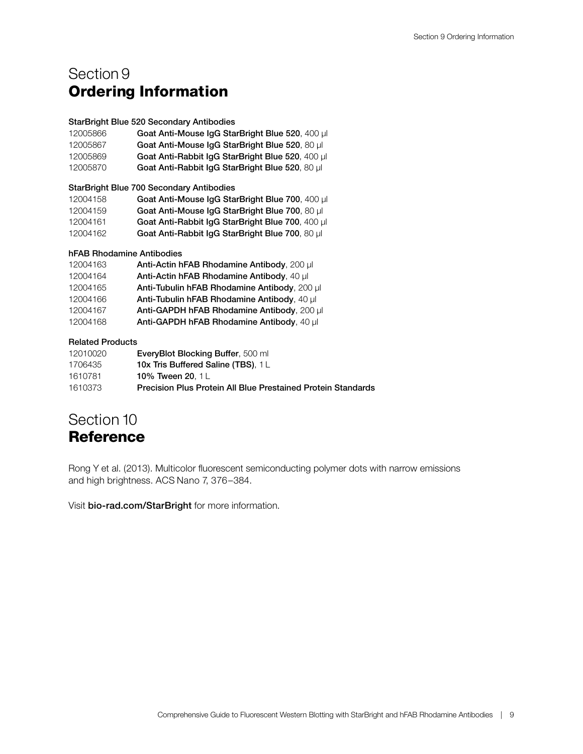# Section 9
## **Ordering Information**

**StarBright Blue 520 Secondary Antibodies**

| | |
|---|---|
| 12005866 | **Goat Anti-Mouse IgG StarBright Blue 520**, 400 µl |
| 12005867 | **Goat Anti-Mouse IgG StarBright Blue 520**, 80 µl |
| 12005869 | **Goat Anti-Rabbit IgG StarBright Blue 520**, 400 µl |
| 12005870 | **Goat Anti-Rabbit IgG StarBright Blue 520**, 80 µl |

**StarBright Blue 700 Secondary Antibodies**

| | |
|---|---|
| 12004158 | **Goat Anti-Mouse IgG StarBright Blue 700**, 400 µl |
| 12004159 | **Goat Anti-Mouse IgG StarBright Blue 700**, 80 µl |
| 12004161 | **Goat Anti-Rabbit IgG StarBright Blue 700**, 400 µl |
| 12004162 | **Goat Anti-Rabbit IgG StarBright Blue 700**, 80 µl |

**hFAB Rhodamine Antibodies**

| | |
|---|---|
| 12004163 | **Anti-Actin hFAB Rhodamine Antibody**, 200 µl |
| 12004164 | **Anti-Actin hFAB Rhodamine Antibody**, 40 µl |
| 12004165 | **Anti-Tubulin hFAB Rhodamine Antibody**, 200 µl |
| 12004166 | **Anti-Tubulin hFAB Rhodamine Antibody**, 40 µl |
| 12004167 | **Anti-GAPDH hFAB Rhodamine Antibody**, 200 µl |
| 12004168 | **Anti-GAPDH hFAB Rhodamine Antibody**, 40 µl |

**Related Products**

| | |
|---|---|
| 12010020 | **EveryBlot Blocking Buffer**, 500 ml |
| 1706435 | **10x Tris Buffered Saline (TBS)**, 1 L |
| 1610781 | **10% Tween 20**, 1 L |
| 1610373 | **Precision Plus Protein All Blue Prestained Protein Standards** |

# Section 10
## **Reference**

Rong Y et al. (2013). Multicolor fluorescent semiconducting polymer dots with narrow emissions and high brightness. ACS Nano 7, 376–384.

Visit **bio-rad.com/StarBright** for more information.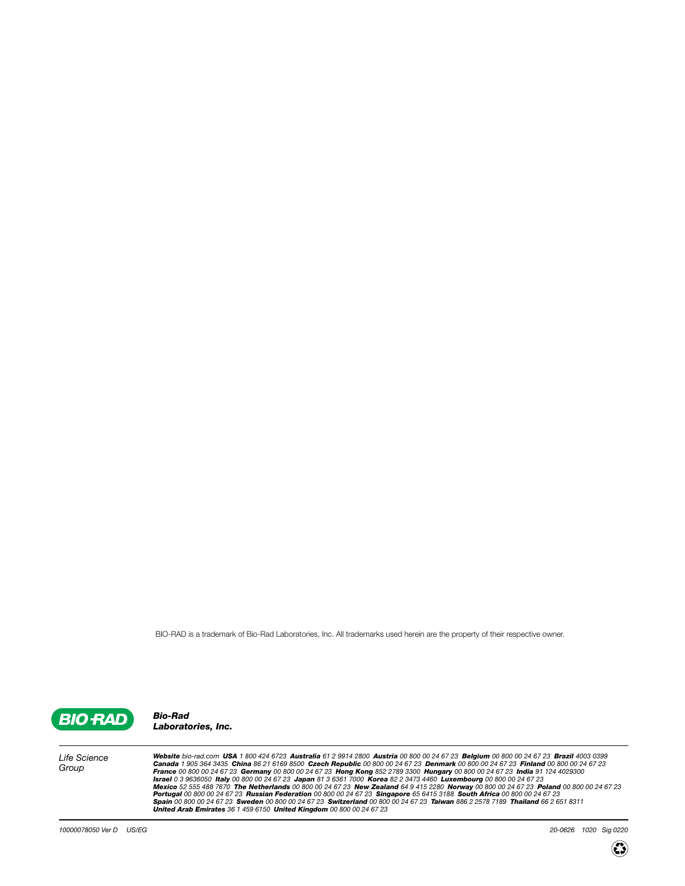BIO-RAD is a trademark of Bio-Rad Laboratories, Inc. All trademarks used herein are the property of their respective owner.

***Bio-Rad Laboratories, Inc.***

*Life Science Group*

***Website*** *bio-rad.com* ***USA*** *1 800 424 6723* ***Australia*** *61 2 9914 2800* ***Austria*** *00 800 00 24 67 23* ***Belgium*** *00 800 00 24 67 23* ***Brazil*** *4003 0399* ***Canada*** *1 905 364 3435* ***China*** *86 21 6169 8500* ***Czech Republic*** *00 800 00 24 67 23* ***Denmark*** *00 800 00 24 67 23* ***Finland*** *00 800 00 24 67 23* ***France*** *00 800 00 24 67 23* ***Germany*** *00 800 00 24 67 23* ***Hong Kong*** *852 2789 3300* ***Hungary*** *00 800 00 24 67 23* ***India*** *91 124 4029300* ***Israel*** *0 3 9636050* ***Italy*** *00 800 00 24 67 23* ***Japan*** *81 3 6361 7000* ***Korea*** *82 2 3473 4460* ***Luxembourg*** *00 800 00 24 67 23* ***Mexico*** *52 555 488 7670* ***The Netherlands*** *00 800 00 24 67 23* ***New Zealand*** *64 9 415 2280* ***Norway*** *00 800 00 24 67 23* ***Poland*** *00 800 00 24 67 23* ***Portugal*** *00 800 00 24 67 23* ***Russian Federation*** *00 800 00 24 67 23* ***Singapore*** *65 6415 3188* ***South Africa*** *00 800 00 24 67 23* ***Spain*** *00 800 00 24 67 23* ***Sweden*** *00 800 00 24 67 23* ***Switzerland*** *00 800 00 24 67 23* ***Taiwan*** *886 2 2578 7189* ***Thailand*** *66 2 651 8311* ***United Arab Emirates*** *36 1 459 6150* ***United Kingdom*** *00 800 00 24 67 23*

*10000078050 Ver D US/EG*

*20-0626 1020 Sig 0220*